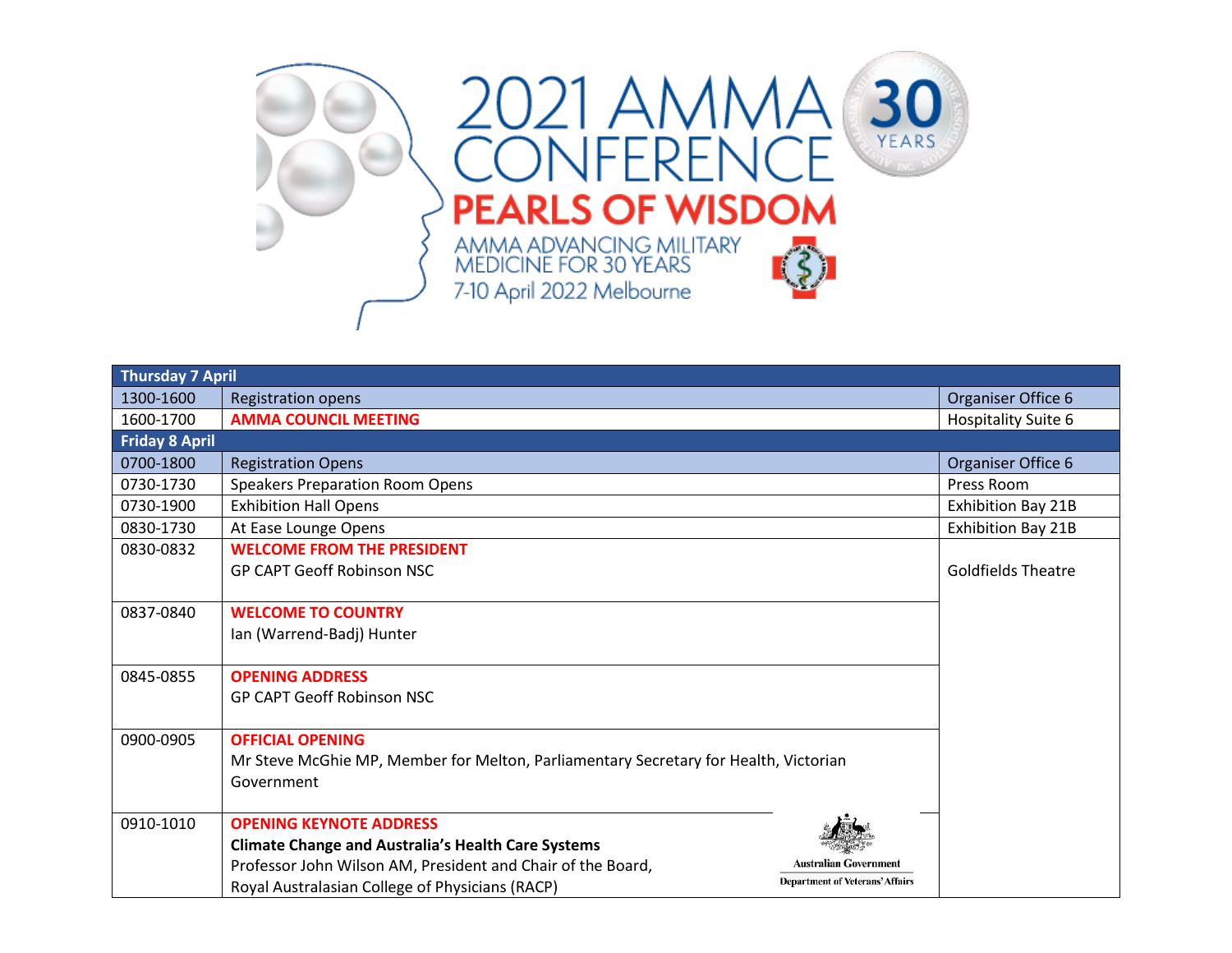# 2021 AMMA CONFERENCE

## PEARLS OF WISDOM

AMMA ADVANCING MILITARY MEDICINE FOR 30 YEARS

7-10 April 2022 Melbourne

30 YEARS

| Thursday 7 April | | |
|---|---|---|
| 1300-1600 | Registration opens | Organiser Office 6 |
| 1600-1700 | **AMMA COUNCIL MEETING** | Hospitality Suite 6 |
| **Friday 8 April** | | |
| 0700-1800 | Registration Opens | Organiser Office 6 |
| 0730-1730 | Speakers Preparation Room Opens | Press Room |
| 0730-1900 | Exhibition Hall Opens | Exhibition Bay 21B |
| 0830-1730 | At Ease Lounge Opens | Exhibition Bay 21B |
| 0830-0832 | **WELCOME FROM THE PRESIDENT**<br>GP CAPT Geoff Robinson NSC | Goldfields Theatre |
| 0837-0840 | **WELCOME TO COUNTRY**<br>Ian (Warrend-Badj) Hunter | |
| 0845-0855 | **OPENING ADDRESS**<br>GP CAPT Geoff Robinson NSC | |
| 0900-0905 | **OFFICIAL OPENING**<br>Mr Steve McGhie MP, Member for Melton, Parliamentary Secretary for Health, Victorian Government | |
| 0910-1010 | **OPENING KEYNOTE ADDRESS**<br>**Climate Change and Australia's Health Care Systems**<br>Professor John Wilson AM, President and Chair of the Board, Royal Australasian College of Physicians (RACP)<br>Australian Government Department of Veterans' Affairs | |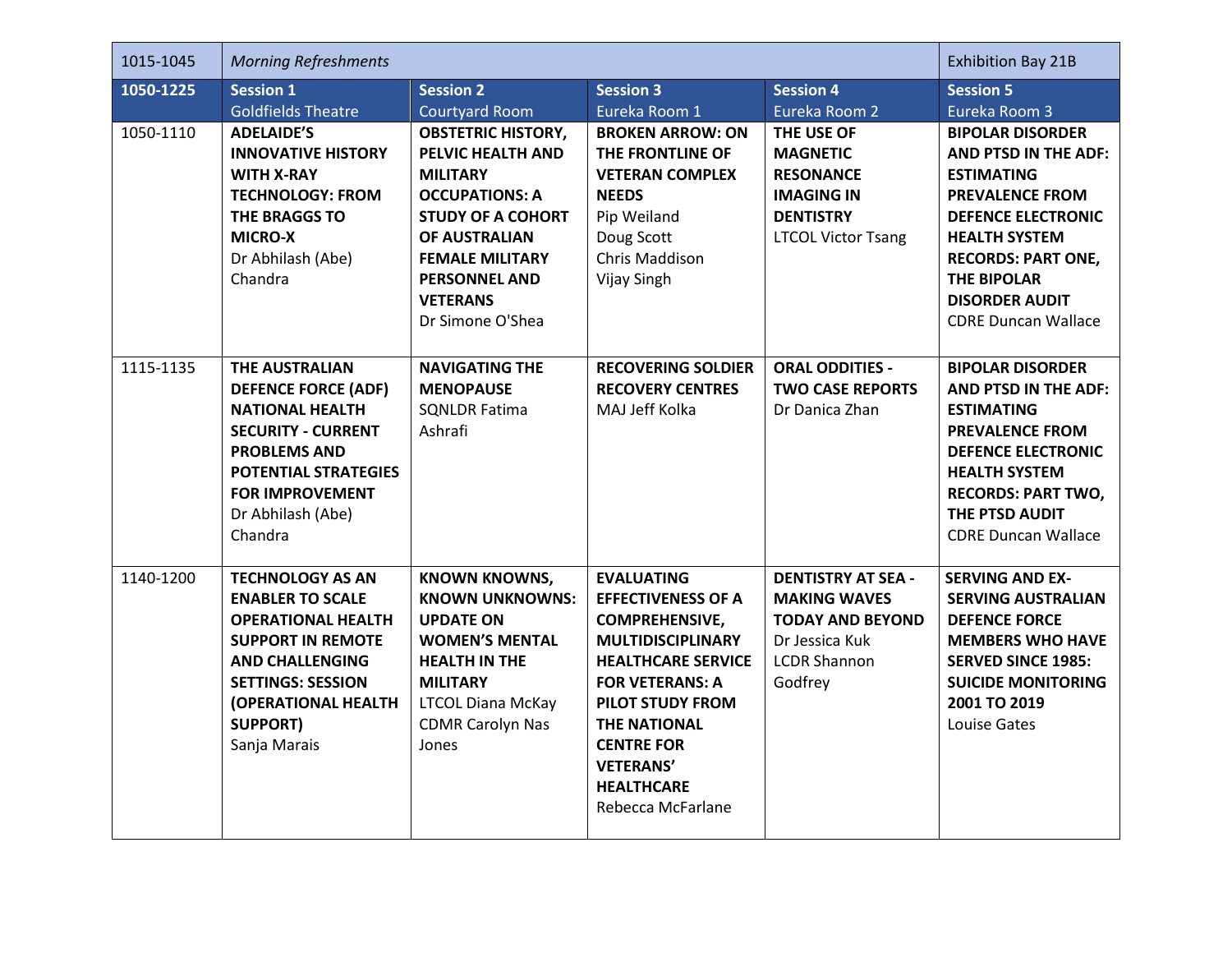| 1015-1045 | *Morning Refreshments* | | | | Exhibition Bay 21B |
|---|---|---|---|---|---|
| **1050-1225** | **Session 1** Goldfields Theatre | **Session 2** Courtyard Room | **Session 3** Eureka Room 1 | **Session 4** Eureka Room 2 | **Session 5** Eureka Room 3 |
| 1050-1110 | **ADELAIDE'S INNOVATIVE HISTORY WITH X-RAY TECHNOLOGY: FROM THE BRAGGS TO MICRO-X** Dr Abhilash (Abe) Chandra | **OBSTETRIC HISTORY, PELVIC HEALTH AND MILITARY OCCUPATIONS: A STUDY OF A COHORT OF AUSTRALIAN FEMALE MILITARY PERSONNEL AND VETERANS** Dr Simone O'Shea | **BROKEN ARROW: ON THE FRONTLINE OF VETERAN COMPLEX NEEDS** Pip Weiland Doug Scott Chris Maddison Vijay Singh | **THE USE OF MAGNETIC RESONANCE IMAGING IN DENTISTRY** LTCOL Victor Tsang | **BIPOLAR DISORDER AND PTSD IN THE ADF: ESTIMATING PREVALENCE FROM DEFENCE ELECTRONIC HEALTH SYSTEM RECORDS: PART ONE, THE BIPOLAR DISORDER AUDIT** CDRE Duncan Wallace |
| 1115-1135 | **THE AUSTRALIAN DEFENCE FORCE (ADF) NATIONAL HEALTH SECURITY - CURRENT PROBLEMS AND POTENTIAL STRATEGIES FOR IMPROVEMENT** Dr Abhilash (Abe) Chandra | **NAVIGATING THE MENOPAUSE** SQNLDR Fatima Ashrafi | **RECOVERING SOLDIER RECOVERY CENTRES** MAJ Jeff Kolka | **ORAL ODDITIES - TWO CASE REPORTS** Dr Danica Zhan | **BIPOLAR DISORDER AND PTSD IN THE ADF: ESTIMATING PREVALENCE FROM DEFENCE ELECTRONIC HEALTH SYSTEM RECORDS: PART TWO, THE PTSD AUDIT** CDRE Duncan Wallace |
| 1140-1200 | **TECHNOLOGY AS AN ENABLER TO SCALE OPERATIONAL HEALTH SUPPORT IN REMOTE AND CHALLENGING SETTINGS: SESSION (OPERATIONAL HEALTH SUPPORT)** Sanja Marais | **KNOWN KNOWNS, KNOWN UNKNOWNS: UPDATE ON WOMEN'S MENTAL HEALTH IN THE MILITARY** LTCOL Diana McKay CDMR Carolyn Nas Jones | **EVALUATING EFFECTIVENESS OF A COMPREHENSIVE, MULTIDISCIPLINARY HEALTHCARE SERVICE FOR VETERANS: A PILOT STUDY FROM THE NATIONAL CENTRE FOR VETERANS' HEALTHCARE** Rebecca McFarlane | **DENTISTRY AT SEA - MAKING WAVES TODAY AND BEYOND** Dr Jessica Kuk LCDR Shannon Godfrey | **SERVING AND EX-SERVING AUSTRALIAN DEFENCE FORCE MEMBERS WHO HAVE SERVED SINCE 1985: SUICIDE MONITORING 2001 TO 2019** Louise Gates |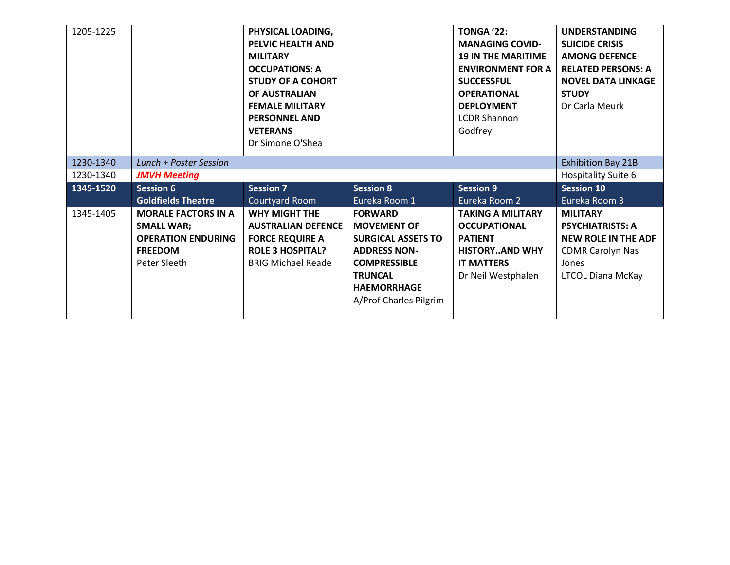| 1205-1225 | | **PHYSICAL LOADING, PELVIC HEALTH AND MILITARY OCCUPATIONS: A STUDY OF A COHORT OF AUSTRALIAN FEMALE MILITARY PERSONNEL AND VETERANS** Dr Simone O'Shea | | **TONGA '22: MANAGING COVID-19 IN THE MARITIME ENVIRONMENT FOR A SUCCESSFUL OPERATIONAL DEPLOYMENT** LCDR Shannon Godfrey | **UNDERSTANDING SUICIDE CRISIS AMONG DEFENCE-RELATED PERSONS: A NOVEL DATA LINKAGE STUDY** Dr Carla Meurk |
|---|---|---|---|---|---|
| 1230-1340 | *Lunch + Poster Session* | | | | Exhibition Bay 21B |
| 1230-1340 | ***JMVH Meeting*** | | | | Hospitality Suite 6 |
| **1345-1520** | **Session 6** **Goldfields Theatre** | **Session 7** Courtyard Room | **Session 8** Eureka Room 1 | **Session 9** Eureka Room 2 | **Session 10** Eureka Room 3 |
| 1345-1405 | **MORALE FACTORS IN A SMALL WAR; OPERATION ENDURING FREEDOM** Peter Sleeth | **WHY MIGHT THE AUSTRALIAN DEFENCE FORCE REQUIRE A ROLE 3 HOSPITAL?** BRIG Michael Reade | **FORWARD MOVEMENT OF SURGICAL ASSETS TO ADDRESS NON-COMPRESSIBLE TRUNCAL HAEMORRHAGE** A/Prof Charles Pilgrim | **TAKING A MILITARY OCCUPATIONAL PATIENT HISTORY..AND WHY IT MATTERS** Dr Neil Westphalen | **MILITARY PSYCHIATRISTS: A NEW ROLE IN THE ADF** CDMR Carolyn Nas Jones LTCOL Diana McKay |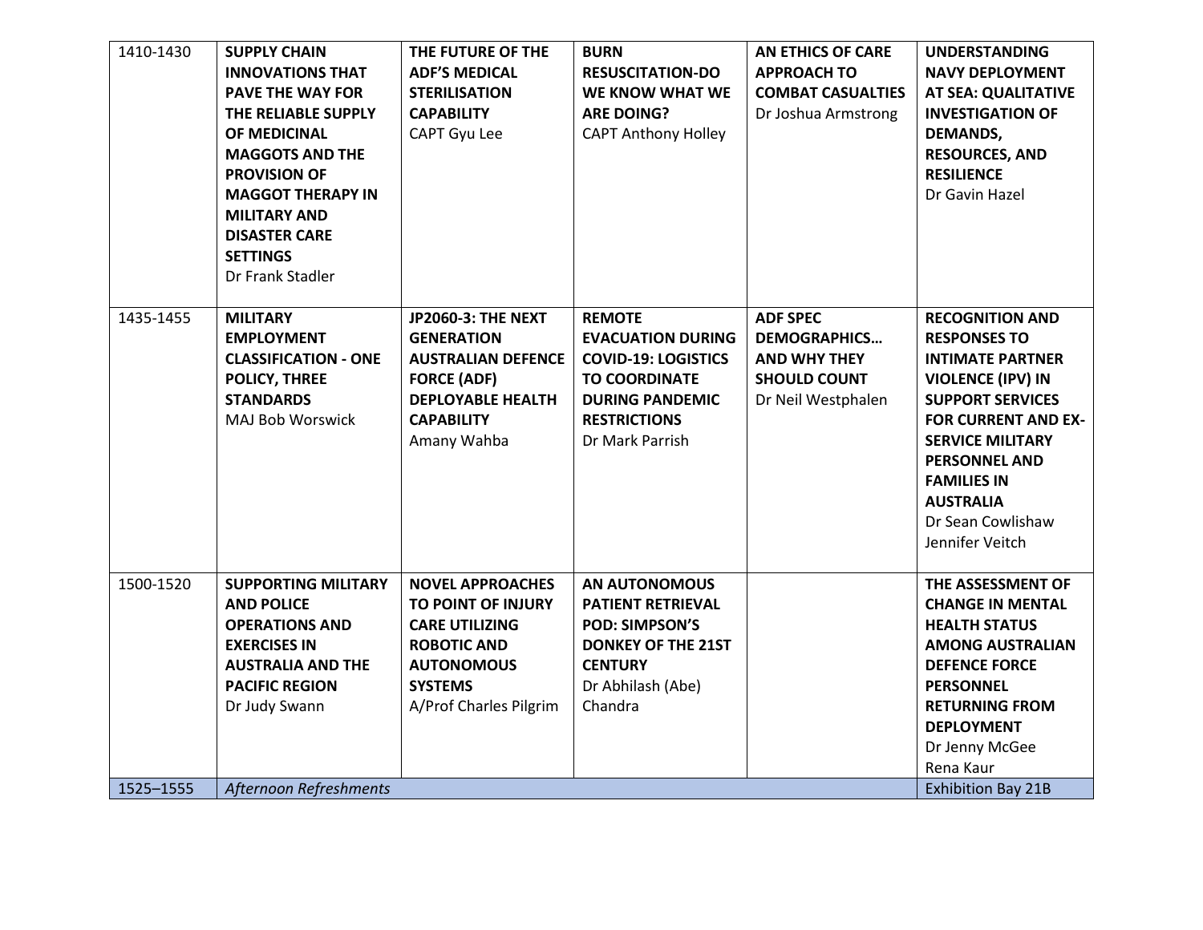| 1410-1430 | **SUPPLY CHAIN INNOVATIONS THAT PAVE THE WAY FOR THE RELIABLE SUPPLY OF MEDICINAL MAGGOTS AND THE PROVISION OF MAGGOT THERAPY IN MILITARY AND DISASTER CARE SETTINGS** Dr Frank Stadler | **THE FUTURE OF THE ADF'S MEDICAL STERILISATION CAPABILITY** CAPT Gyu Lee | **BURN RESUSCITATION-DO WE KNOW WHAT WE ARE DOING?** CAPT Anthony Holley | **AN ETHICS OF CARE APPROACH TO COMBAT CASUALTIES** Dr Joshua Armstrong | **UNDERSTANDING NAVY DEPLOYMENT AT SEA: QUALITATIVE INVESTIGATION OF DEMANDS, RESOURCES, AND RESILIENCE** Dr Gavin Hazel |
|---|---|---|---|---|---|
| 1435-1455 | **MILITARY EMPLOYMENT CLASSIFICATION - ONE POLICY, THREE STANDARDS** MAJ Bob Worswick | **JP2060-3: THE NEXT GENERATION AUSTRALIAN DEFENCE FORCE (ADF) DEPLOYABLE HEALTH CAPABILITY** Amany Wahba | **REMOTE EVACUATION DURING COVID-19: LOGISTICS TO COORDINATE DURING PANDEMIC RESTRICTIONS** Dr Mark Parrish | **ADF SPEC DEMOGRAPHICS… AND WHY THEY SHOULD COUNT** Dr Neil Westphalen | **RECOGNITION AND RESPONSES TO INTIMATE PARTNER VIOLENCE (IPV) IN SUPPORT SERVICES FOR CURRENT AND EX-SERVICE MILITARY PERSONNEL AND FAMILIES IN AUSTRALIA** Dr Sean Cowlishaw Jennifer Veitch |
| 1500-1520 | **SUPPORTING MILITARY AND POLICE OPERATIONS AND EXERCISES IN AUSTRALIA AND THE PACIFIC REGION** Dr Judy Swann | **NOVEL APPROACHES TO POINT OF INJURY CARE UTILIZING ROBOTIC AND AUTONOMOUS SYSTEMS** A/Prof Charles Pilgrim | **AN AUTONOMOUS PATIENT RETRIEVAL POD: SIMPSON'S DONKEY OF THE 21ST CENTURY** Dr Abhilash (Abe) Chandra | | **THE ASSESSMENT OF CHANGE IN MENTAL HEALTH STATUS AMONG AUSTRALIAN DEFENCE FORCE PERSONNEL RETURNING FROM DEPLOYMENT** Dr Jenny McGee Rena Kaur |
| 1525–1555 | *Afternoon Refreshments* | | | | Exhibition Bay 21B |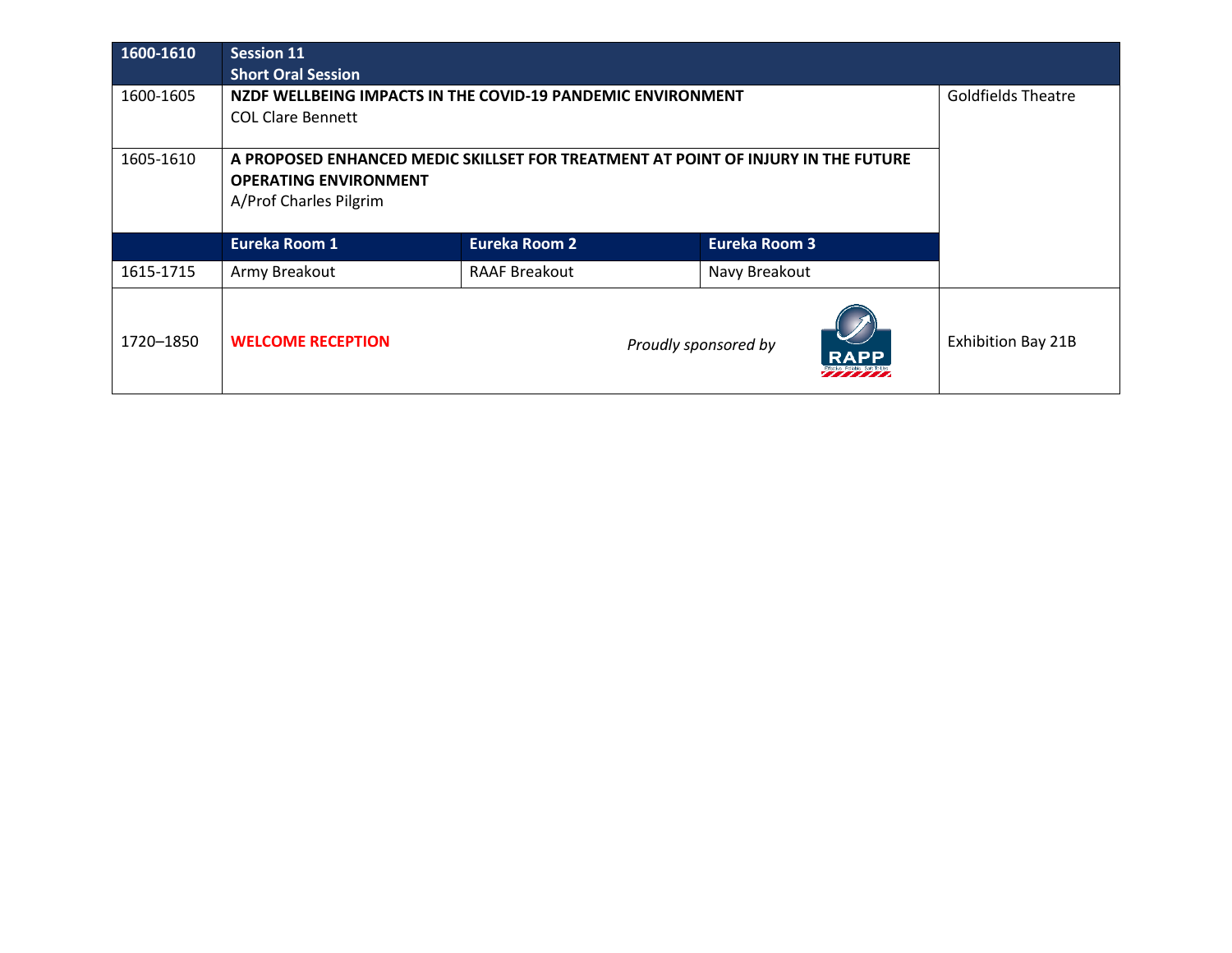| 1600-1610 | Session 11<br>Short Oral Session | | | |
|---|---|---|---|---|
| 1600-1605 | **NZDF WELLBEING IMPACTS IN THE COVID-19 PANDEMIC ENVIRONMENT**<br>COL Clare Bennett | | | Goldfields Theatre |
| 1605-1610 | **A PROPOSED ENHANCED MEDIC SKILLSET FOR TREATMENT AT POINT OF INJURY IN THE FUTURE OPERATING ENVIRONMENT**<br>A/Prof Charles Pilgrim | | | |
| | **Eureka Room 1** | **Eureka Room 2** | **Eureka Room 3** | |
| 1615-1715 | Army Breakout | RAAF Breakout | Navy Breakout | |
| 1720–1850 | **WELCOME RECEPTION** | | *Proudly sponsored by* RAPP | Exhibition Bay 21B |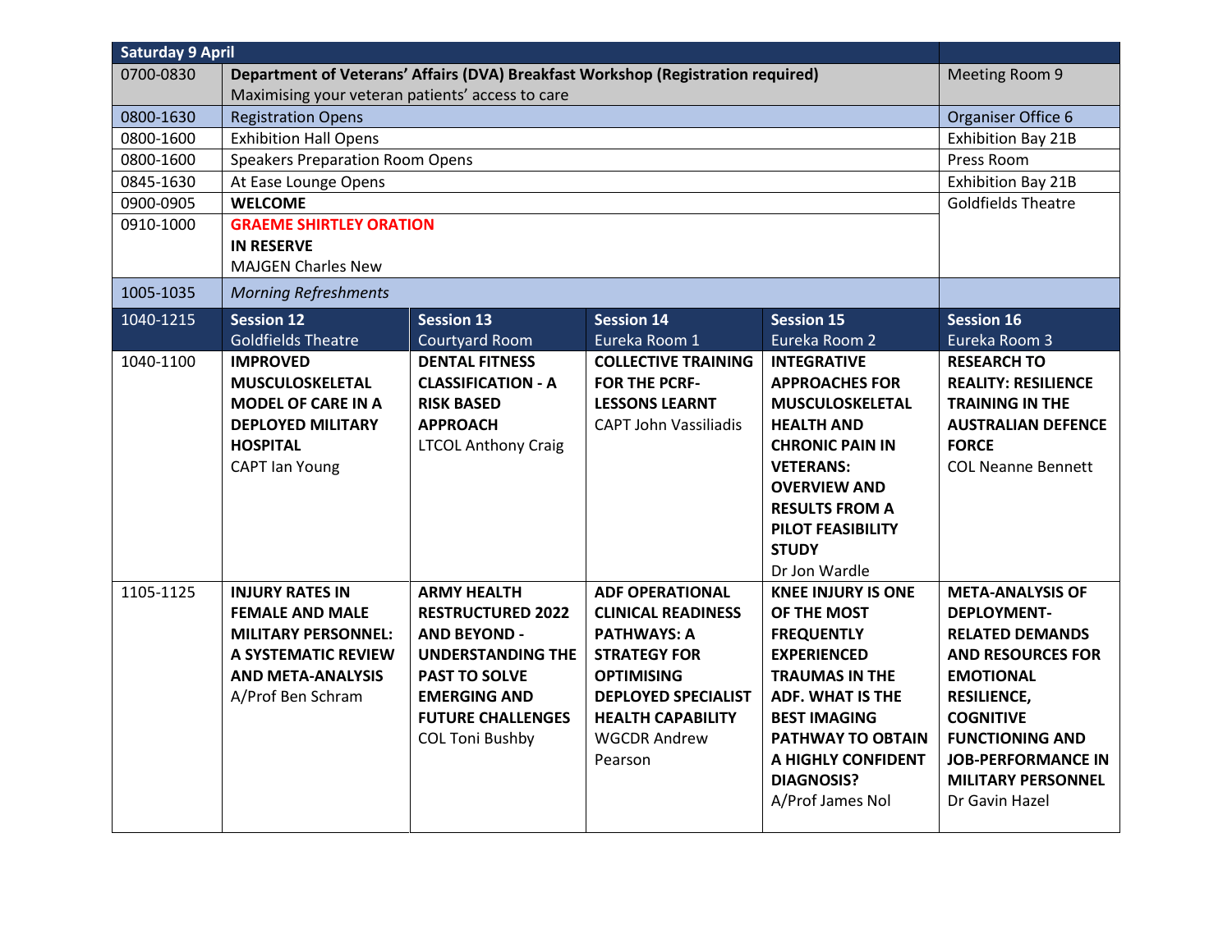| Saturday 9 April | | | | | |
|---|---|---|---|---|---|
| 0700-0830 | **Department of Veterans' Affairs (DVA) Breakfast Workshop (Registration required)**<br>Maximising your veteran patients' access to care | | | | Meeting Room 9 |
| 0800-1630 | Registration Opens | | | | Organiser Office 6 |
| 0800-1600 | Exhibition Hall Opens | | | | Exhibition Bay 21B |
| 0800-1600 | Speakers Preparation Room Opens | | | | Press Room |
| 0845-1630 | At Ease Lounge Opens | | | | Exhibition Bay 21B |
| 0900-0905 | **WELCOME** | | | | Goldfields Theatre |
| 0910-1000 | **GRAEME SHIRTLEY ORATION**<br>**IN RESERVE**<br>MAJGEN Charles New | | | | |
| 1005-1035 | *Morning Refreshments* | | | | |
| 1040-1215 | **Session 12**<br>Goldfields Theatre | **Session 13**<br>Courtyard Room | **Session 14**<br>Eureka Room 1 | **Session 15**<br>Eureka Room 2 | **Session 16**<br>Eureka Room 3 |
| 1040-1100 | **IMPROVED MUSCULOSKELETAL MODEL OF CARE IN A DEPLOYED MILITARY HOSPITAL**<br>CAPT Ian Young | **DENTAL FITNESS CLASSIFICATION - A RISK BASED APPROACH**<br>LTCOL Anthony Craig | **COLLECTIVE TRAINING FOR THE PCRF- LESSONS LEARNT**<br>CAPT John Vassiliadis | **INTEGRATIVE APPROACHES FOR MUSCULOSKELETAL HEALTH AND CHRONIC PAIN IN VETERANS: OVERVIEW AND RESULTS FROM A PILOT FEASIBILITY STUDY**<br>Dr Jon Wardle | **RESEARCH TO REALITY: RESILIENCE TRAINING IN THE AUSTRALIAN DEFENCE FORCE**<br>COL Neanne Bennett |
| 1105-1125 | **INJURY RATES IN FEMALE AND MALE MILITARY PERSONNEL: A SYSTEMATIC REVIEW AND META-ANALYSIS**<br>A/Prof Ben Schram | **ARMY HEALTH RESTRUCTURED 2022 AND BEYOND - UNDERSTANDING THE PAST TO SOLVE EMERGING AND FUTURE CHALLENGES**<br>COL Toni Bushby | **ADF OPERATIONAL CLINICAL READINESS PATHWAYS: A STRATEGY FOR OPTIMISING DEPLOYED SPECIALIST HEALTH CAPABILITY**<br>WGCDR Andrew Pearson | **KNEE INJURY IS ONE OF THE MOST FREQUENTLY EXPERIENCED TRAUMAS IN THE ADF. WHAT IS THE BEST IMAGING PATHWAY TO OBTAIN A HIGHLY CONFIDENT DIAGNOSIS?**<br>A/Prof James Nol | **META-ANALYSIS OF DEPLOYMENT-RELATED DEMANDS AND RESOURCES FOR EMOTIONAL RESILIENCE, COGNITIVE FUNCTIONING AND JOB-PERFORMANCE IN MILITARY PERSONNEL**<br>Dr Gavin Hazel |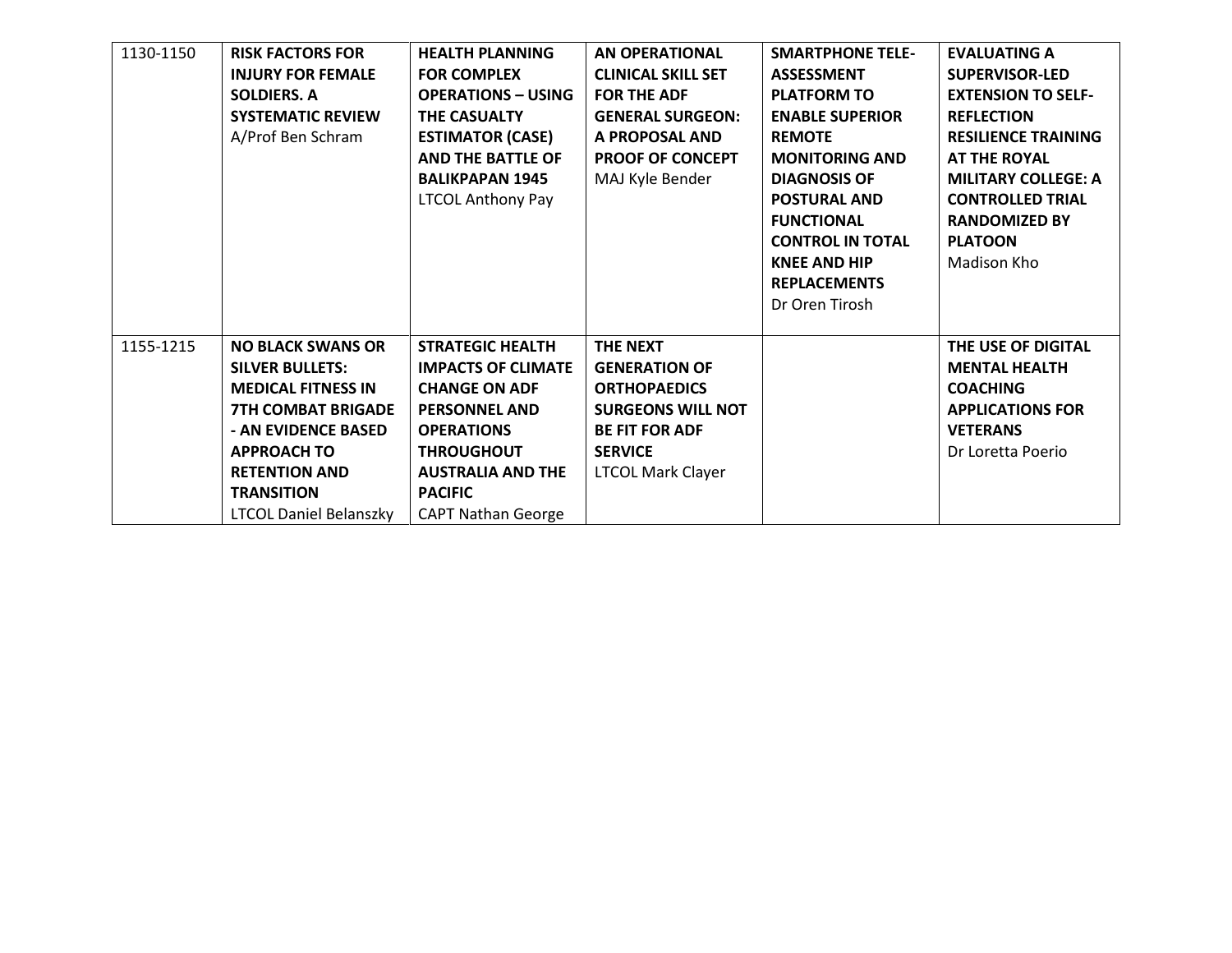| 1130-1150 | **RISK FACTORS FOR INJURY FOR FEMALE SOLDIERS. A SYSTEMATIC REVIEW** A/Prof Ben Schram | **HEALTH PLANNING FOR COMPLEX OPERATIONS – USING THE CASUALTY ESTIMATOR (CASE) AND THE BATTLE OF BALIKPAPAN 1945** LTCOL Anthony Pay | **AN OPERATIONAL CLINICAL SKILL SET FOR THE ADF GENERAL SURGEON: A PROPOSAL AND PROOF OF CONCEPT** MAJ Kyle Bender | **SMARTPHONE TELE-ASSESSMENT PLATFORM TO ENABLE SUPERIOR REMOTE MONITORING AND DIAGNOSIS OF POSTURAL AND FUNCTIONAL CONTROL IN TOTAL KNEE AND HIP REPLACEMENTS** Dr Oren Tirosh | **EVALUATING A SUPERVISOR-LED EXTENSION TO SELF-REFLECTION RESILIENCE TRAINING AT THE ROYAL MILITARY COLLEGE: A CONTROLLED TRIAL RANDOMIZED BY PLATOON** Madison Kho |
|---|---|---|---|---|---|
| 1155-1215 | **NO BLACK SWANS OR SILVER BULLETS: MEDICAL FITNESS IN 7TH COMBAT BRIGADE - AN EVIDENCE BASED APPROACH TO RETENTION AND TRANSITION** LTCOL Daniel Belanszky | **STRATEGIC HEALTH IMPACTS OF CLIMATE CHANGE ON ADF PERSONNEL AND OPERATIONS THROUGHOUT AUSTRALIA AND THE PACIFIC** CAPT Nathan George | **THE NEXT GENERATION OF ORTHOPAEDICS SURGEONS WILL NOT BE FIT FOR ADF SERVICE** LTCOL Mark Clayer | | **THE USE OF DIGITAL MENTAL HEALTH COACHING APPLICATIONS FOR VETERANS** Dr Loretta Poerio |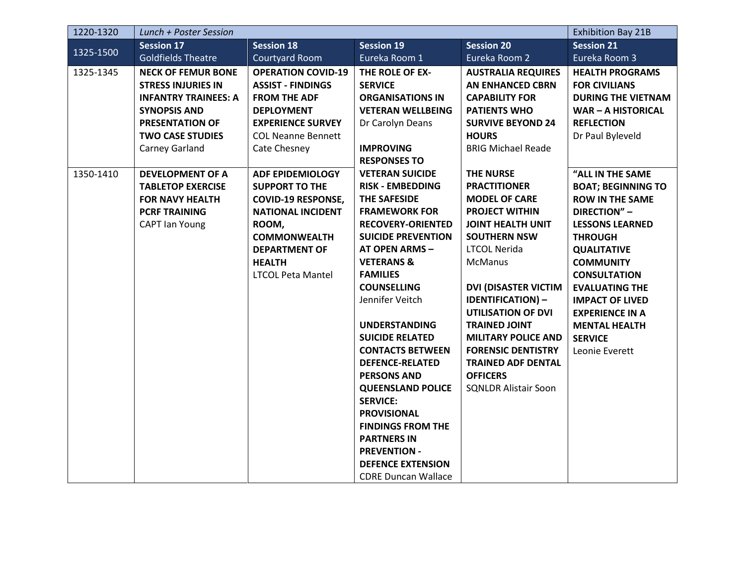| 1220-1320 | *Lunch + Poster Session* | | | | Exhibition Bay 21B |
|---|---|---|---|---|---|
| 1325-1500 | **Session 17** Goldfields Theatre | **Session 18** Courtyard Room | **Session 19** Eureka Room 1 | **Session 20** Eureka Room 2 | **Session 21** Eureka Room 3 |
| 1325-1345 | **NECK OF FEMUR BONE STRESS INJURIES IN INFANTRY TRAINEES: A SYNOPSIS AND PRESENTATION OF TWO CASE STUDIES** Carney Garland | **OPERATION COVID-19 ASSIST - FINDINGS FROM THE ADF DEPLOYMENT EXPERIENCE SURVEY** COL Neanne Bennett Cate Chesney | **THE ROLE OF EX-SERVICE ORGANISATIONS IN VETERAN WELLBEING** Dr Carolyn Deans<br><br>**IMPROVING RESPONSES TO VETERAN SUICIDE RISK - EMBEDDING THE SAFESIDE FRAMEWORK FOR RECOVERY-ORIENTED SUICIDE PREVENTION AT OPEN ARMS – VETERANS & FAMILIES COUNSELLING** Jennifer Veitch<br><br>**UNDERSTANDING SUICIDE RELATED CONTACTS BETWEEN DEFENCE-RELATED PERSONS AND QUEENSLAND POLICE SERVICE: PROVISIONAL FINDINGS FROM THE PARTNERS IN PREVENTION - DEFENCE EXTENSION** CDRE Duncan Wallace | **AUSTRALIA REQUIRES AN ENHANCED CBRN CAPABILITY FOR PATIENTS WHO SURVIVE BEYOND 24 HOURS** BRIG Michael Reade | **HEALTH PROGRAMS FOR CIVILIANS DURING THE VIETNAM WAR – A HISTORICAL REFLECTION** Dr Paul Byleveld |
| 1350-1410 | **DEVELOPMENT OF A TABLETOP EXERCISE FOR NAVY HEALTH PCRF TRAINING** CAPT Ian Young | **ADF EPIDEMIOLOGY SUPPORT TO THE COVID-19 RESPONSE, NATIONAL INCIDENT ROOM, COMMONWEALTH DEPARTMENT OF HEALTH** LTCOL Peta Mantel | | **THE NURSE PRACTITIONER MODEL OF CARE PROJECT WITHIN JOINT HEALTH UNIT SOUTHERN NSW** LTCOL Nerida McManus<br><br>**DVI (DISASTER VICTIM IDENTIFICATION) – UTILISATION OF DVI TRAINED JOINT MILITARY POLICE AND FORENSIC DENTISTRY TRAINED ADF DENTAL OFFICERS** SQNLDR Alistair Soon | **“ALL IN THE SAME BOAT; BEGINNING TO ROW IN THE SAME DIRECTION” – LESSONS LEARNED THROUGH QUALITATIVE COMMUNITY CONSULTATION EVALUATING THE IMPACT OF LIVED EXPERIENCE IN A MENTAL HEALTH SERVICE** Leonie Everett |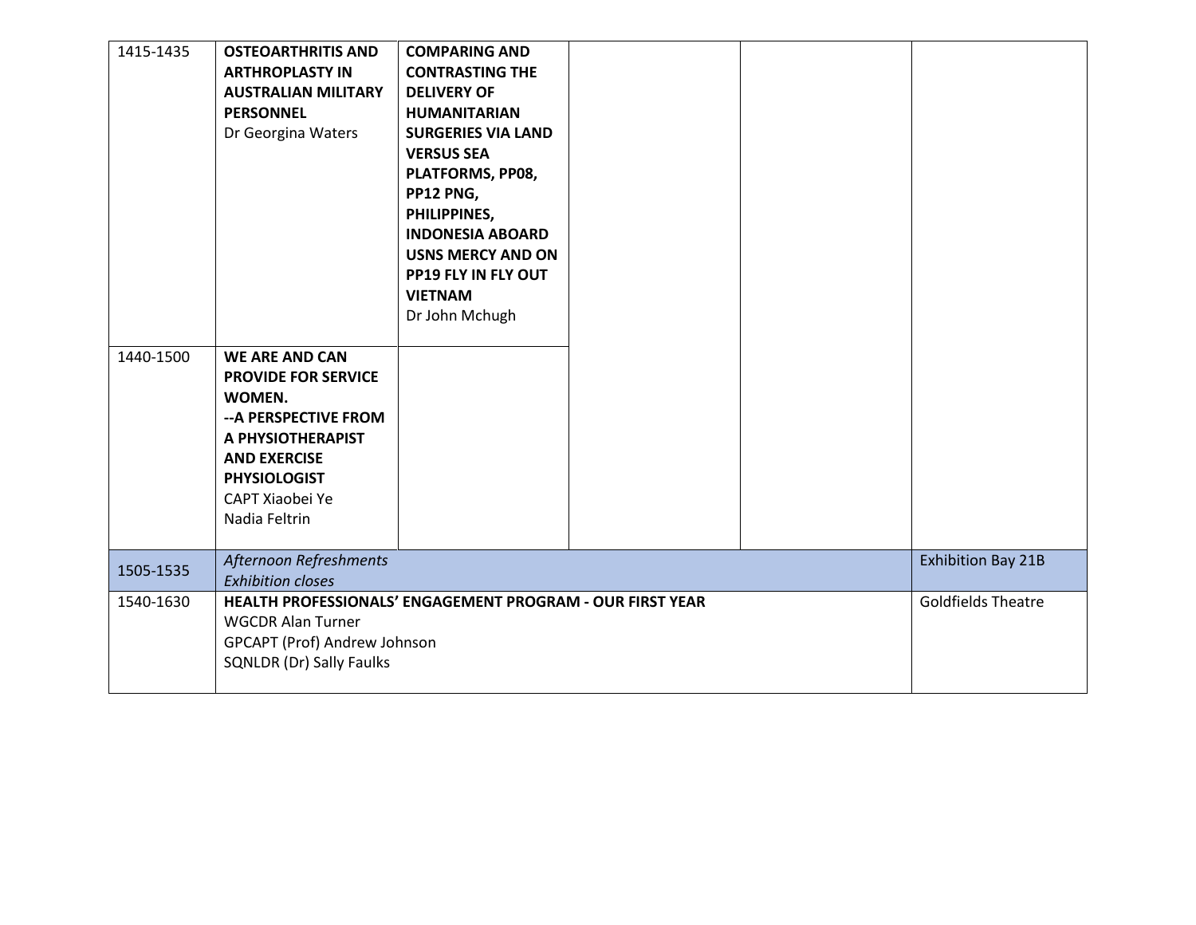| | | | | | |
|---|---|---|---|---|---|
| 1415-1435 | **OSTEOARTHRITIS AND ARTHROPLASTY IN AUSTRALIAN MILITARY PERSONNEL**<br>Dr Georgina Waters | **COMPARING AND CONTRASTING THE DELIVERY OF HUMANITARIAN SURGERIES VIA LAND VERSUS SEA PLATFORMS, PP08, PP12 PNG, PHILIPPINES, INDONESIA ABOARD USNS MERCY AND ON PP19 FLY IN FLY OUT VIETNAM**<br>Dr John Mchugh | | | |
| 1440-1500 | **WE ARE AND CAN PROVIDE FOR SERVICE WOMEN.**<br>**--A PERSPECTIVE FROM A PHYSIOTHERAPIST AND EXERCISE PHYSIOLOGIST**<br>CAPT Xiaobei Ye<br>Nadia Feltrin | | | | |
| 1505-1535 | *Afternoon Refreshments*<br>*Exhibition closes* | | | | Exhibition Bay 21B |
| 1540-1630 | **HEALTH PROFESSIONALS' ENGAGEMENT PROGRAM - OUR FIRST YEAR**<br>WGCDR Alan Turner<br>GPCAPT (Prof) Andrew Johnson<br>SQNLDR (Dr) Sally Faulks | | | | Goldfields Theatre |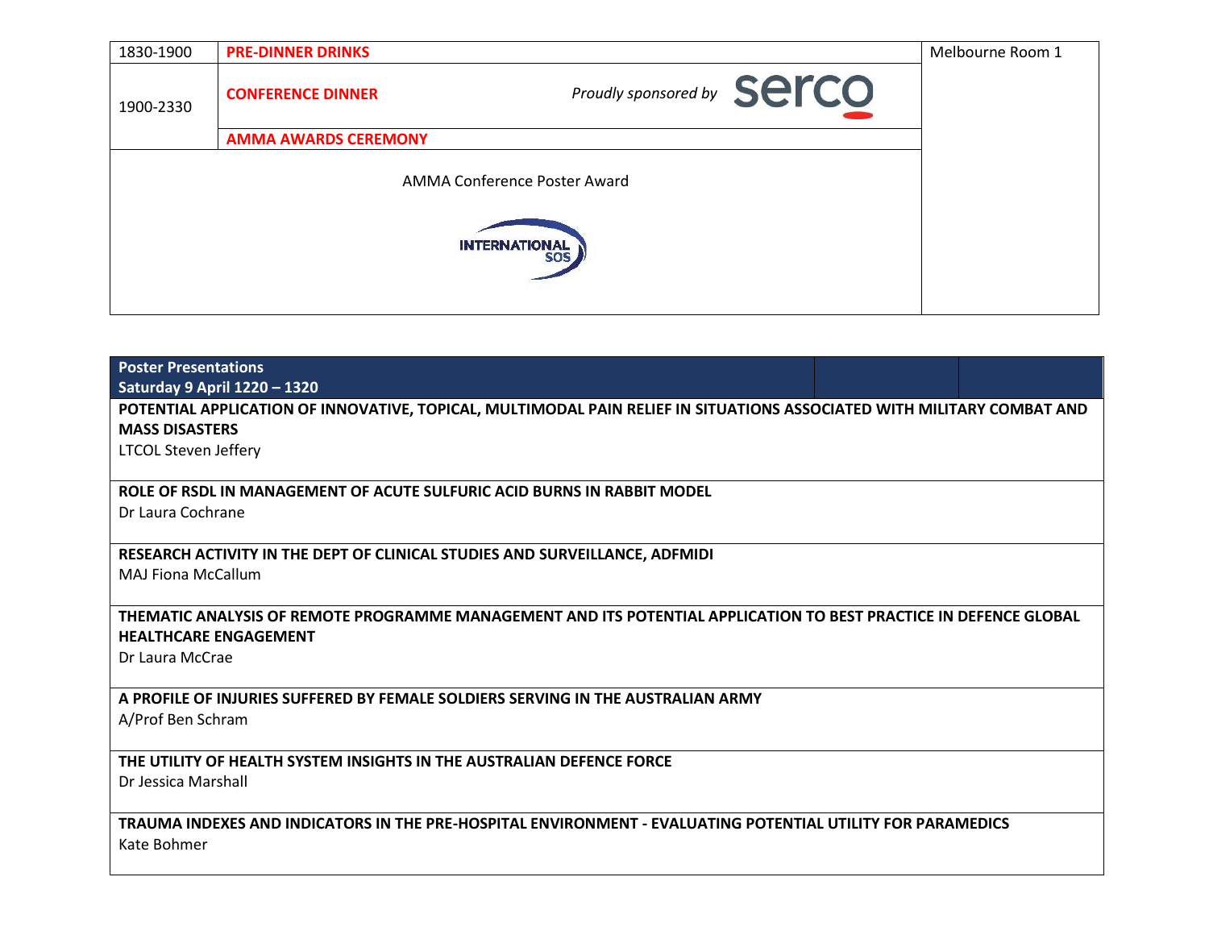| | | |
|---|---|---|
| 1830-1900 | **PRE-DINNER DRINKS** | Melbourne Room 1 |
| 1900-2330 | **CONFERENCE DINNER** *Proudly sponsored by* serco | |
| | **AMMA AWARDS CEREMONY** | |
| AMMA Conference Poster Award INTERNATIONAL SOS | | |

| **Poster Presentations Saturday 9 April 1220 – 1320** |
|---|
| **POTENTIAL APPLICATION OF INNOVATIVE, TOPICAL, MULTIMODAL PAIN RELIEF IN SITUATIONS ASSOCIATED WITH MILITARY COMBAT AND MASS DISASTERS** LTCOL Steven Jeffery |
| **ROLE OF RSDL IN MANAGEMENT OF ACUTE SULFURIC ACID BURNS IN RABBIT MODEL** Dr Laura Cochrane |
| **RESEARCH ACTIVITY IN THE DEPT OF CLINICAL STUDIES AND SURVEILLANCE, ADFMIDI** MAJ Fiona McCallum |
| **THEMATIC ANALYSIS OF REMOTE PROGRAMME MANAGEMENT AND ITS POTENTIAL APPLICATION TO BEST PRACTICE IN DEFENCE GLOBAL HEALTHCARE ENGAGEMENT** Dr Laura McCrae |
| **A PROFILE OF INJURIES SUFFERED BY FEMALE SOLDIERS SERVING IN THE AUSTRALIAN ARMY** A/Prof Ben Schram |
| **THE UTILITY OF HEALTH SYSTEM INSIGHTS IN THE AUSTRALIAN DEFENCE FORCE** Dr Jessica Marshall |
| **TRAUMA INDEXES AND INDICATORS IN THE PRE-HOSPITAL ENVIRONMENT - EVALUATING POTENTIAL UTILITY FOR PARAMEDICS** Kate Bohmer |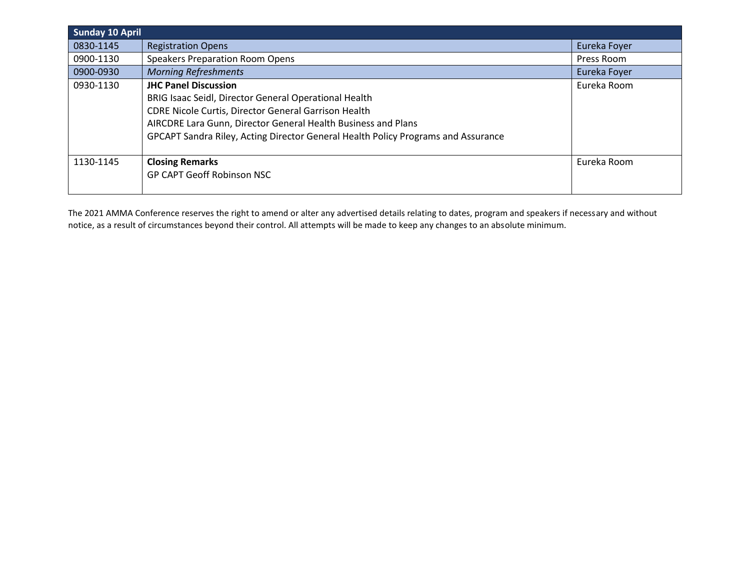| Sunday 10 April | | |
|---|---|---|
| 0830-1145 | Registration Opens | Eureka Foyer |
| 0900-1130 | Speakers Preparation Room Opens | Press Room |
| 0900-0930 | *Morning Refreshments* | Eureka Foyer |
| 0930-1130 | **JHC Panel Discussion**<br>BRIG Isaac Seidl, Director General Operational Health<br>CDRE Nicole Curtis, Director General Garrison Health<br>AIRCDRE Lara Gunn, Director General Health Business and Plans<br>GPCAPT Sandra Riley, Acting Director General Health Policy Programs and Assurance | Eureka Room |
| 1130-1145 | **Closing Remarks**<br>GP CAPT Geoff Robinson NSC | Eureka Room |

The 2021 AMMA Conference reserves the right to amend or alter any advertised details relating to dates, program and speakers if necessary and without notice, as a result of circumstances beyond their control. All attempts will be made to keep any changes to an absolute minimum.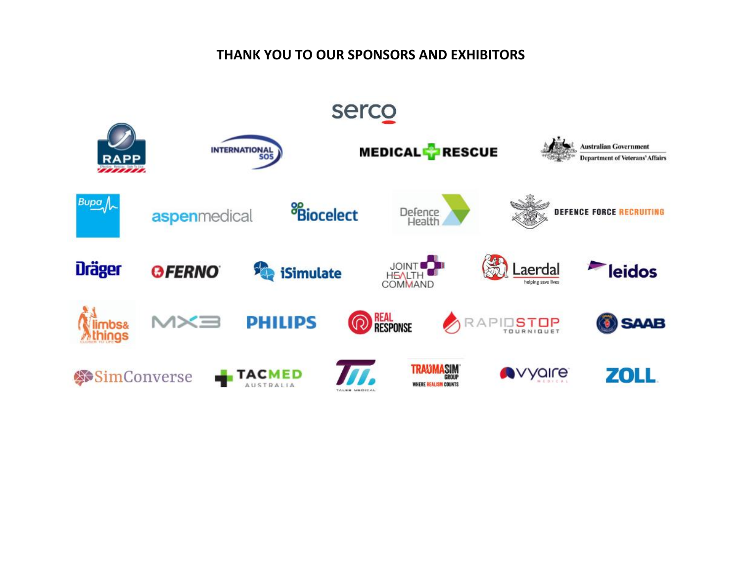**THANK YOU TO OUR SPONSORS AND EXHIBITORS**